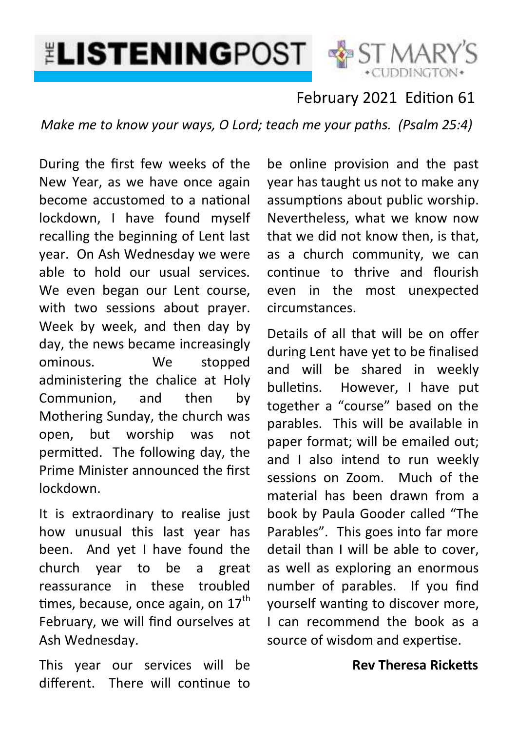# THE LISTENING POST

ST MARY'S •CUDDINGTON•

February 2021 Edition 61

*Make me to know your ways, O Lord; teach me your paths. (Psalm 25:4)*

During the first few weeks of the New Year, as we have once again become accustomed to a national lockdown, I have found myself recalling the beginning of Lent last year. On Ash Wednesday we were able to hold our usual services. We even began our Lent course, with two sessions about prayer. Week by week, and then day by day, the news became increasingly ominous. We stopped administering the chalice at Holy Communion, and then by Mothering Sunday, the church was open, but worship was not permitted. The following day, the Prime Minister announced the first lockdown.

It is extraordinary to realise just how unusual this last year has been. And yet I have found the church year to be a great reassurance in these troubled times, because, once again, on 17th February, we will find ourselves at Ash Wednesday.

This year our services will be different. There will continue to be online provision and the past year has taught us not to make any assumptions about public worship. Nevertheless, what we know now that we did not know then, is that, as a church community, we can continue to thrive and flourish even in the most unexpected circumstances.

Details of all that will be on offer during Lent have yet to be finalised and will be shared in weekly bulletins. However, I have put together a "course" based on the parables. This will be available in paper format; will be emailed out; and I also intend to run weekly sessions on Zoom. Much of the material has been drawn from a book by Paula Gooder called "The Parables". This goes into far more detail than I will be able to cover, as well as exploring an enormous number of parables. If you find yourself wanting to discover more, I can recommend the book as a source of wisdom and expertise.

**Rev Theresa Ricketts**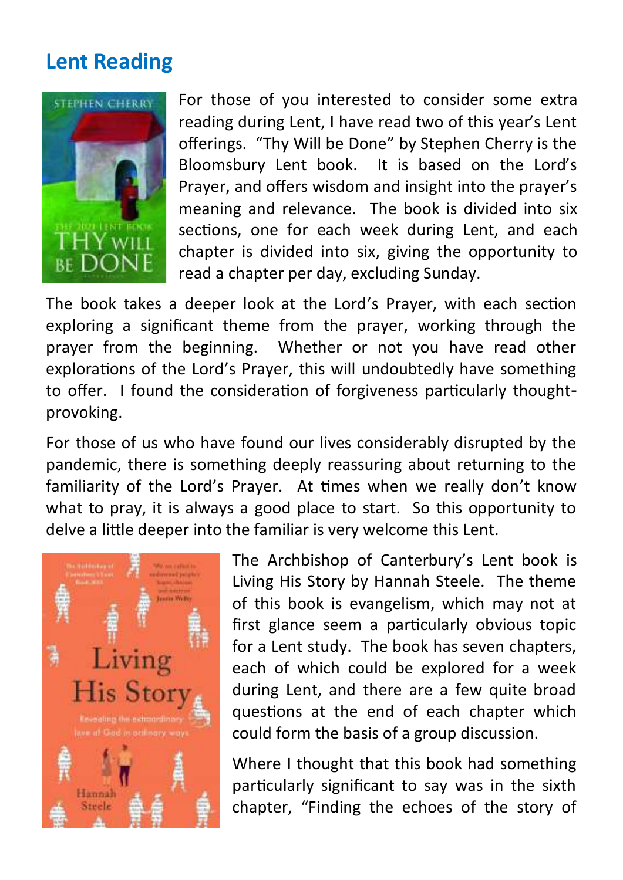## Lent Reading

For those of you interested to consider some extra reading during Lent, I have read two of this year's Lent offerings. "Thy Will be Done" by Stephen Cherry is the Bloomsbury Lent book. It is based on the Lord's Prayer, and offers wisdom and insight into the prayer's meaning and relevance. The book is divided into six sections, one for each week during Lent, and each chapter is divided into six, giving the opportunity to read a chapter per day, excluding Sunday.

The book takes a deeper look at the Lord's Prayer, with each section exploring a significant theme from the prayer, working through the prayer from the beginning. Whether or not you have read other explorations of the Lord's Prayer, this will undoubtedly have something to offer. I found the consideration of forgiveness particularly thought-provoking.

For those of us who have found our lives considerably disrupted by the pandemic, there is something deeply reassuring about returning to the familiarity of the Lord's Prayer. At times when we really don't know what to pray, it is always a good place to start. So this opportunity to delve a little deeper into the familiar is very welcome this Lent.

The Archbishop of Canterbury's Lent book is Living His Story by Hannah Steele. The theme of this book is evangelism, which may not at first glance seem a particularly obvious topic for a Lent study. The book has seven chapters, each of which could be explored for a week during Lent, and there are a few quite broad questions at the end of each chapter which could form the basis of a group discussion.

Where I thought that this book had something particularly significant to say was in the sixth chapter, "Finding the echoes of the story of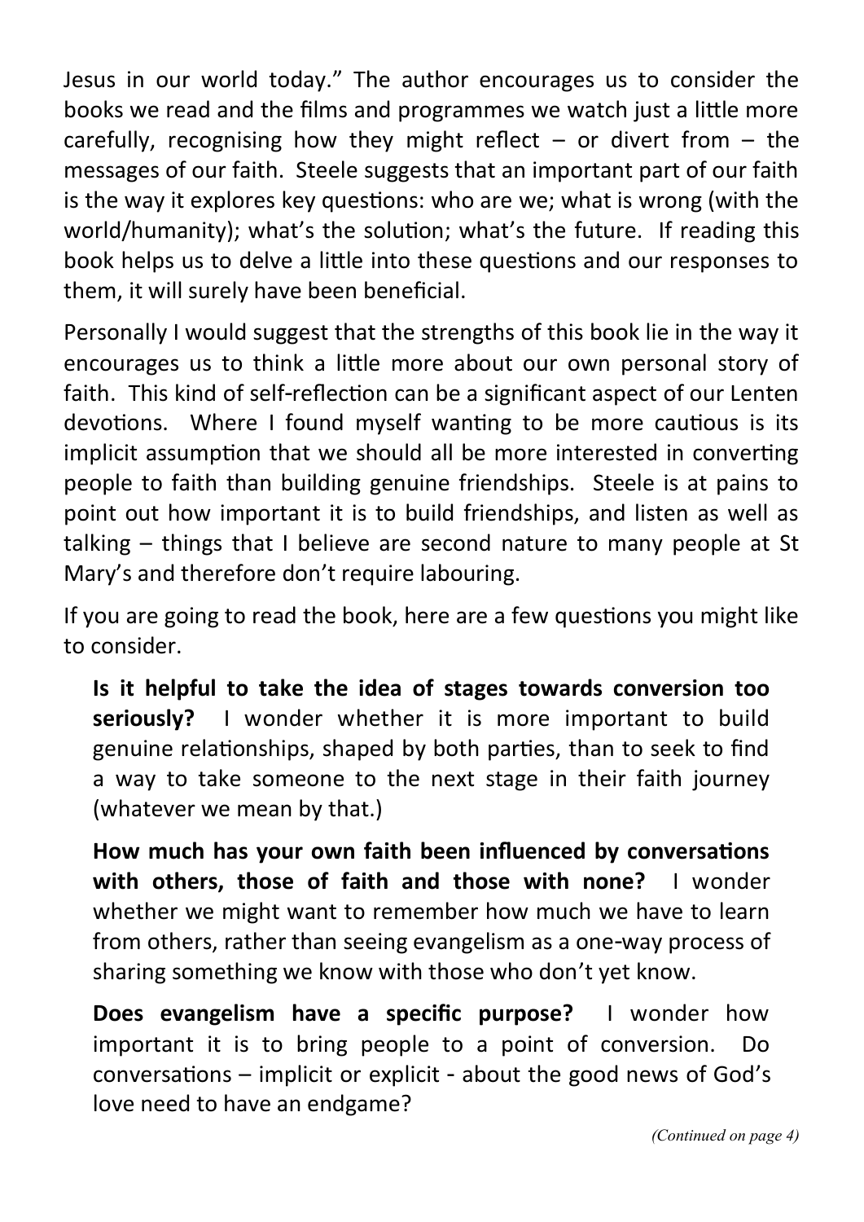Jesus in our world today." The author encourages us to consider the books we read and the films and programmes we watch just a little more carefully, recognising how they might reflect – or divert from – the messages of our faith. Steele suggests that an important part of our faith is the way it explores key questions: who are we; what is wrong (with the world/humanity); what's the solution; what's the future. If reading this book helps us to delve a little into these questions and our responses to them, it will surely have been beneficial.

Personally I would suggest that the strengths of this book lie in the way it encourages us to think a little more about our own personal story of faith. This kind of self-reflection can be a significant aspect of our Lenten devotions. Where I found myself wanting to be more cautious is its implicit assumption that we should all be more interested in converting people to faith than building genuine friendships. Steele is at pains to point out how important it is to build friendships, and listen as well as talking – things that I believe are second nature to many people at St Mary's and therefore don't require labouring.

If you are going to read the book, here are a few questions you might like to consider.

**Is it helpful to take the idea of stages towards conversion too seriously?** I wonder whether it is more important to build genuine relationships, shaped by both parties, than to seek to find a way to take someone to the next stage in their faith journey (whatever we mean by that.)

**How much has your own faith been influenced by conversations with others, those of faith and those with none?** I wonder whether we might want to remember how much we have to learn from others, rather than seeing evangelism as a one-way process of sharing something we know with those who don't yet know.

**Does evangelism have a specific purpose?** I wonder how important it is to bring people to a point of conversion. Do conversations – implicit or explicit - about the good news of God's love need to have an endgame?

*(Continued on page 4)*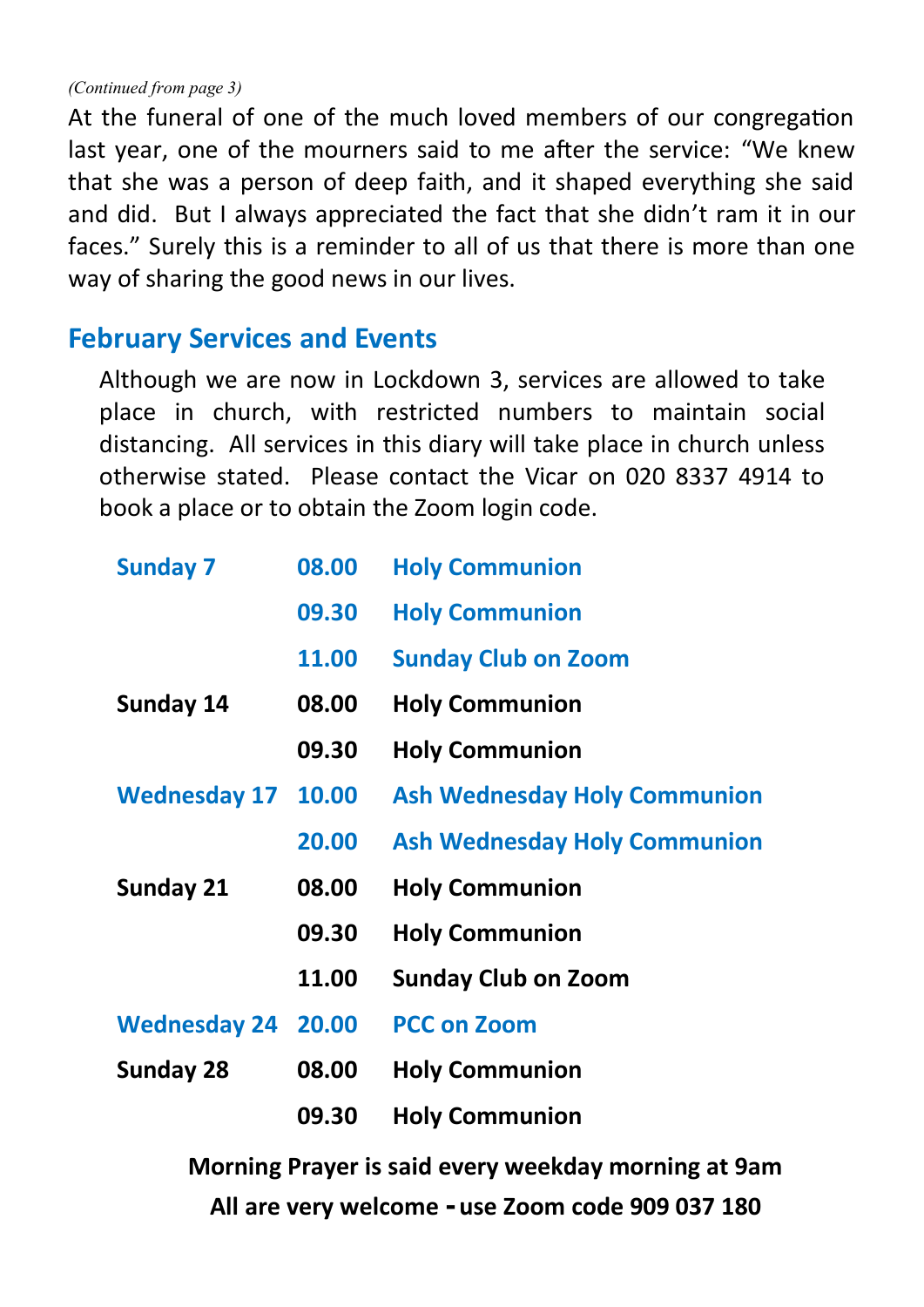*(Continued from page 3)*

At the funeral of one of the much loved members of our congregation last year, one of the mourners said to me after the service: "We knew that she was a person of deep faith, and it shaped everything she said and did. But I always appreciated the fact that she didn't ram it in our faces." Surely this is a reminder to all of us that there is more than one way of sharing the good news in our lives.

## February Services and Events

Although we are now in Lockdown 3, services are allowed to take place in church, with restricted numbers to maintain social distancing. All services in this diary will take place in church unless otherwise stated. Please contact the Vicar on 020 8337 4914 to book a place or to obtain the Zoom login code.

| | | |
|---|---|---|
| **Sunday 7** | **08.00** | **Holy Communion** |
| | **09.30** | **Holy Communion** |
| | **11.00** | **Sunday Club on Zoom** |
| **Sunday 14** | **08.00** | **Holy Communion** |
| | **09.30** | **Holy Communion** |
| **Wednesday 17** | **10.00** | **Ash Wednesday Holy Communion** |
| | **20.00** | **Ash Wednesday Holy Communion** |
| **Sunday 21** | **08.00** | **Holy Communion** |
| | **09.30** | **Holy Communion** |
| | **11.00** | **Sunday Club on Zoom** |
| **Wednesday 24** | **20.00** | **PCC on Zoom** |
| **Sunday 28** | **08.00** | **Holy Communion** |
| | **09.30** | **Holy Communion** |

**Morning Prayer is said every weekday morning at 9am**

**All are very welcome - use Zoom code 909 037 180**